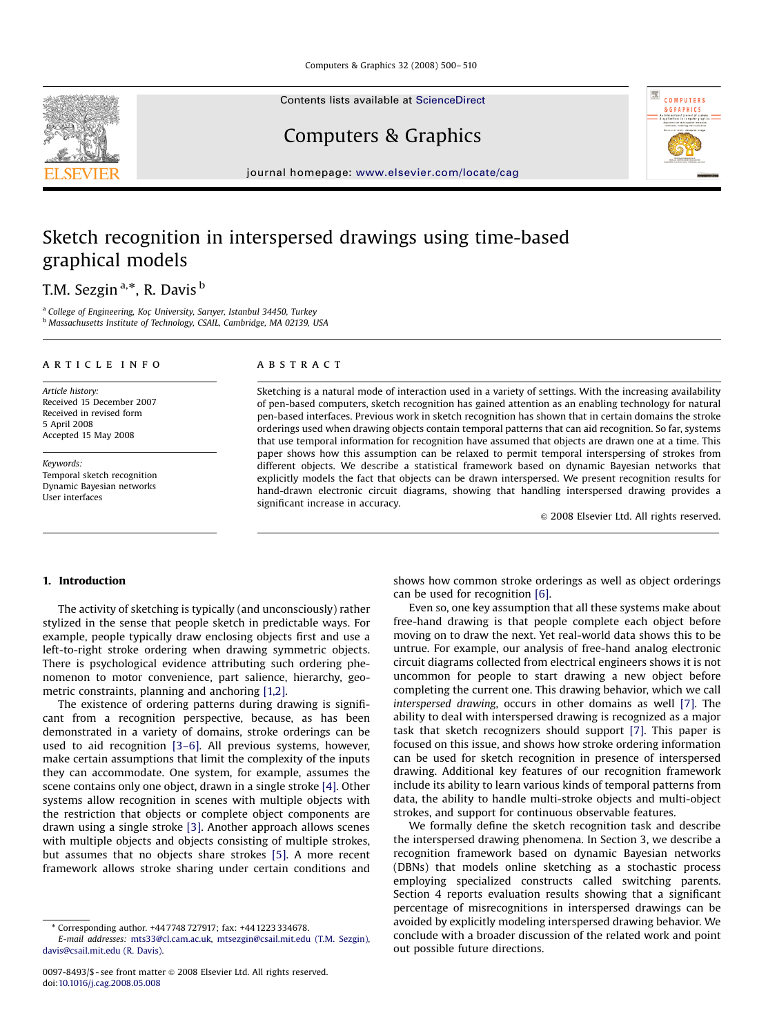# Sketch recognition in interspersed drawings using time-based graphical models

T.M. Sezgin [a,*], R. Davis [b]

[a] College of Engineering, Koç University, Sarıyer, Istanbul 34450, Turkey
[b] Massachusetts Institute of Technology, CSAIL, Cambridge, MA 02139, USA

**ARTICLE INFO**

*Article history:*
Received 15 December 2007
Received in revised form
5 April 2008
Accepted 15 May 2008

*Keywords:*
Temporal sketch recognition
Dynamic Bayesian networks
User interfaces

**ABSTRACT**

Sketching is a natural mode of interaction used in a variety of settings. With the increasing availability of pen-based computers, sketch recognition has gained attention as an enabling technology for natural pen-based interfaces. Previous work in sketch recognition has shown that in certain domains the stroke orderings used when drawing objects contain temporal patterns that can aid recognition. So far, systems that use temporal information for recognition have assumed that objects are drawn one at a time. This paper shows how this assumption can be relaxed to permit temporal interspersing of strokes from different objects. We describe a statistical framework based on dynamic Bayesian networks that explicitly models the fact that objects can be drawn interspersed. We present recognition results for hand-drawn electronic circuit diagrams, showing that handling interspersed drawing provides a significant increase in accuracy.

© 2008 Elsevier Ltd. All rights reserved.

## 1. Introduction

The activity of sketching is typically (and unconsciously) rather stylized in the sense that people sketch in predictable ways. For example, people typically draw enclosing objects first and use a left-to-right stroke ordering when drawing symmetric objects. There is psychological evidence attributing such ordering phenomenon to motor convenience, part salience, hierarchy, geometric constraints, planning and anchoring [1,2].

The existence of ordering patterns during drawing is significant from a recognition perspective, because, as has been demonstrated in a variety of domains, stroke orderings can be used to aid recognition [3–6]. All previous systems, however, make certain assumptions that limit the complexity of the inputs they can accommodate. One system, for example, assumes the scene contains only one object, drawn in a single stroke [4]. Other systems allow recognition in scenes with multiple objects with the restriction that objects or complete object components are drawn using a single stroke [3]. Another approach allows scenes with multiple objects and objects consisting of multiple strokes, but assumes that no objects share strokes [5]. A more recent framework allows stroke sharing under certain conditions and shows how common stroke orderings as well as object orderings can be used for recognition [6].

Even so, one key assumption that all these systems make about free-hand drawing is that people complete each object before moving on to draw the next. Yet real-world data shows this to be untrue. For example, our analysis of free-hand analog electronic circuit diagrams collected from electrical engineers shows it is not uncommon for people to start drawing a new object before completing the current one. This drawing behavior, which we call *interspersed drawing*, occurs in other domains as well [7]. The ability to deal with interspersed drawing is recognized as a major task that sketch recognizers should support [7]. This paper is focused on this issue, and shows how stroke ordering information can be used for sketch recognition in presence of interspersed drawing. Additional key features of our recognition framework include its ability to learn various kinds of temporal patterns from data, the ability to handle multi-stroke objects and multi-object strokes, and support for continuous observable features.

We formally define the sketch recognition task and describe the interspersed drawing phenomena. In Section 3, we describe a recognition framework based on dynamic Bayesian networks (DBNs) that models online sketching as a stochastic process employing specialized constructs called switching parents. Section 4 reports evaluation results showing that a significant percentage of misrecognitions in interspersed drawings can be avoided by explicitly modeling interspersed drawing behavior. We conclude with a broader discussion of the related work and point out possible future directions.

* Corresponding author. +44 7748 727917; fax: +44 1223 334678.
*E-mail addresses:* mts33@cl.cam.ac.uk, mtsezgin@csail.mit.edu (T.M. Sezgin), davis@csail.mit.edu (R. Davis).

0097-8493/$ - see front matter © 2008 Elsevier Ltd. All rights reserved.
doi:10.1016/j.cag.2008.05.008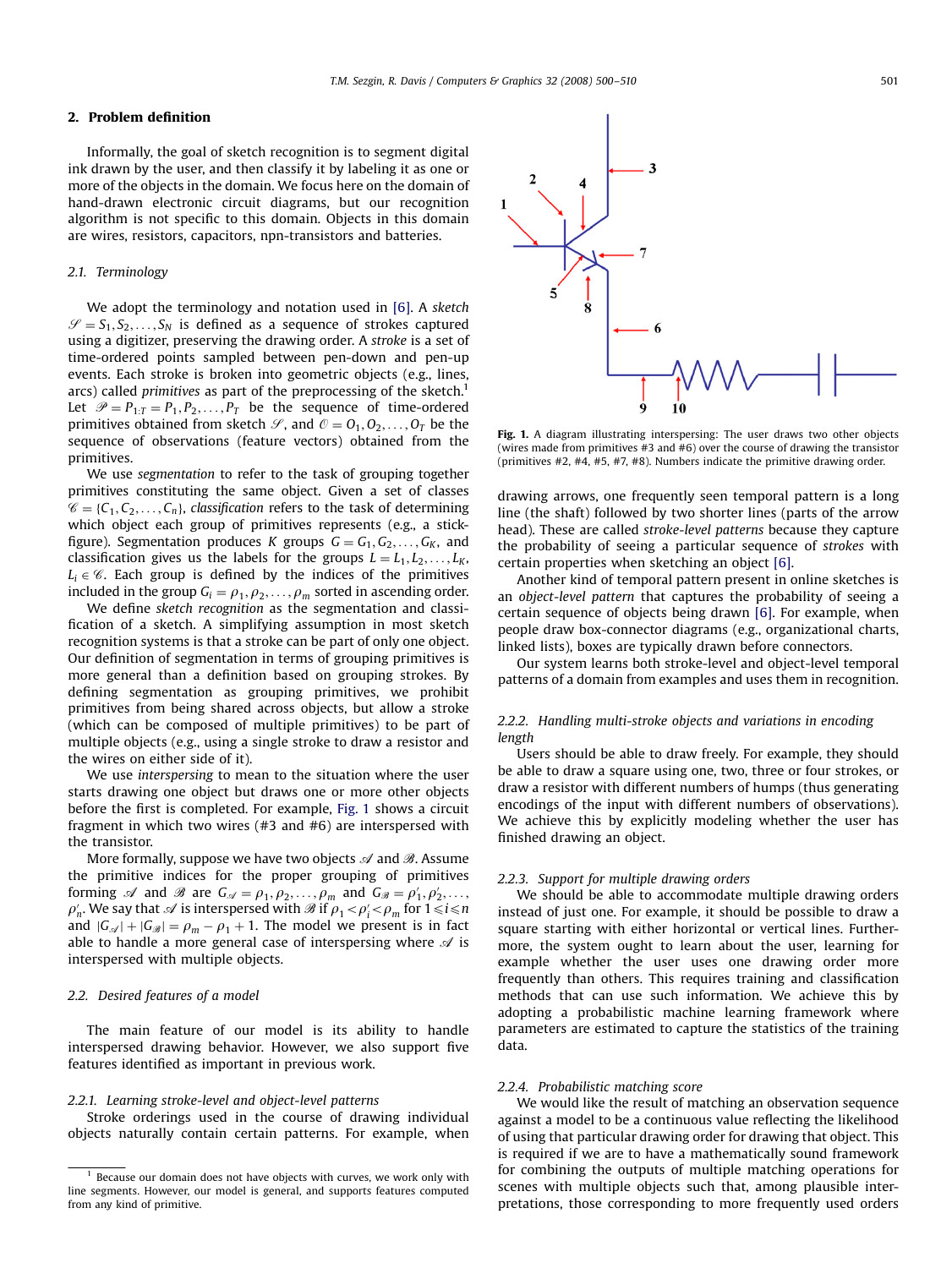## 2. Problem definition

Informally, the goal of sketch recognition is to segment digital ink drawn by the user, and then classify it by labeling it as one or more of the objects in the domain. We focus here on the domain of hand-drawn electronic circuit diagrams, but our recognition algorithm is not specific to this domain. Objects in this domain are wires, resistors, capacitors, npn-transistors and batteries.

### 2.1. Terminology

We adopt the terminology and notation used in [6]. A *sketch* $\mathscr{S} = S_1, S_2, \ldots, S_N$ is defined as a sequence of strokes captured using a digitizer, preserving the drawing order. A *stroke* is a set of time-ordered points sampled between pen-down and pen-up events. Each stroke is broken into geometric objects (e.g., lines, arcs) called *primitives* as part of the preprocessing of the sketch.[1] Let $\mathscr{P} = P_{1:T} = P_1, P_2, \ldots, P_T$ be the sequence of time-ordered primitives obtained from sketch $\mathscr{S}$, and $\mathscr{O} = O_1, O_2, \ldots, O_T$ be the sequence of observations (feature vectors) obtained from the primitives.

We use *segmentation* to refer to the task of grouping together primitives constituting the same object. Given a set of classes $\mathscr{C} = \{C_1, C_2, \ldots, C_n\}$, *classification* refers to the task of determining which object each group of primitives represents (e.g., a stick-figure). Segmentation produces $K$ groups $G = G_1, G_2, \ldots, G_K$, and classification gives us the labels for the groups $L = L_1, L_2, \ldots, L_K$, $L_i \in \mathscr{C}$. Each group is defined by the indices of the primitives included in the group $G_i = \rho_1, \rho_2, \ldots, \rho_m$ sorted in ascending order.

We define *sketch recognition* as the segmentation and classification of a sketch. A simplifying assumption in most sketch recognition systems is that a stroke can be part of only one object. Our definition of segmentation in terms of grouping primitives is more general than a definition based on grouping strokes. By defining segmentation as grouping primitives, we prohibit primitives from being shared across objects, but allow a stroke (which can be composed of multiple primitives) to be part of multiple objects (e.g., using a single stroke to draw a resistor and the wires on either side of it).

We use *interspersing* to mean to the situation where the user starts drawing one object but draws one or more other objects before the first is completed. For example, Fig. 1 shows a circuit fragment in which two wires (#3 and #6) are interspersed with the transistor.

More formally, suppose we have two objects $\mathscr{A}$ and $\mathscr{B}$. Assume the primitive indices for the proper grouping of primitives forming $\mathscr{A}$ and $\mathscr{B}$ are $G_{\mathscr{A}} = \rho_1, \rho_2, \ldots, \rho_m$ and $G_{\mathscr{B}} = \rho'_1, \rho'_2, \ldots, \rho'_n$. We say that $\mathscr{A}$ is interspersed with $\mathscr{B}$ if $\rho_1 < \rho'_i < \rho_m$ for $1 \leqslant i \leqslant n$ and $|G_{\mathscr{A}}| + |G_{\mathscr{B}}| = \rho_m - \rho_1 + 1$. The model we present is in fact able to handle a more general case of interspersing where $\mathscr{A}$ is interspersed with multiple objects.

### 2.2. Desired features of a model

The main feature of our model is its ability to handle interspersed drawing behavior. However, we also support five features identified as important in previous work.

#### 2.2.1. Learning stroke-level and object-level patterns

Stroke orderings used in the course of drawing individual objects naturally contain certain patterns. For example, when drawing arrows, one frequently seen temporal pattern is a long line (the shaft) followed by two shorter lines (parts of the arrow head). These are called *stroke-level patterns* because they capture the probability of seeing a particular sequence of *strokes* with certain properties when sketching an object [6].

Another kind of temporal pattern present in online sketches is an *object-level pattern* that captures the probability of seeing a certain sequence of objects being drawn [6]. For example, when people draw box-connector diagrams (e.g., organizational charts, linked lists), boxes are typically drawn before connectors.

Our system learns both stroke-level and object-level temporal patterns of a domain from examples and uses them in recognition.

Fig. 1. A diagram illustrating interspersing: The user draws two other objects (wires made from primitives #3 and #6) over the course of drawing the transistor (primitives #2, #4, #5, #7, #8). Numbers indicate the primitive drawing order.

#### 2.2.2. Handling multi-stroke objects and variations in encoding length

Users should be able to draw freely. For example, they should be able to draw a square using one, two, three or four strokes, or draw a resistor with different numbers of humps (thus generating encodings of the input with different numbers of observations). We achieve this by explicitly modeling whether the user has finished drawing an object.

#### 2.2.3. Support for multiple drawing orders

We should be able to accommodate multiple drawing orders instead of just one. For example, it should be possible to draw a square starting with either horizontal or vertical lines. Furthermore, the system ought to learn about the user, learning for example whether the user uses one drawing order more frequently than others. This requires training and classification methods that can use such information. We achieve this by adopting a probabilistic machine learning framework where parameters are estimated to capture the statistics of the training data.

#### 2.2.4. Probabilistic matching score

We would like the result of matching an observation sequence against a model to be a continuous value reflecting the likelihood of using that particular drawing order for drawing that object. This is required if we are to have a mathematically sound framework for combining the outputs of multiple matching operations for scenes with multiple objects such that, among plausible interpretations, those corresponding to more frequently used orders

[1] Because our domain does not have objects with curves, we work only with line segments. However, our model is general, and supports features computed from any kind of primitive.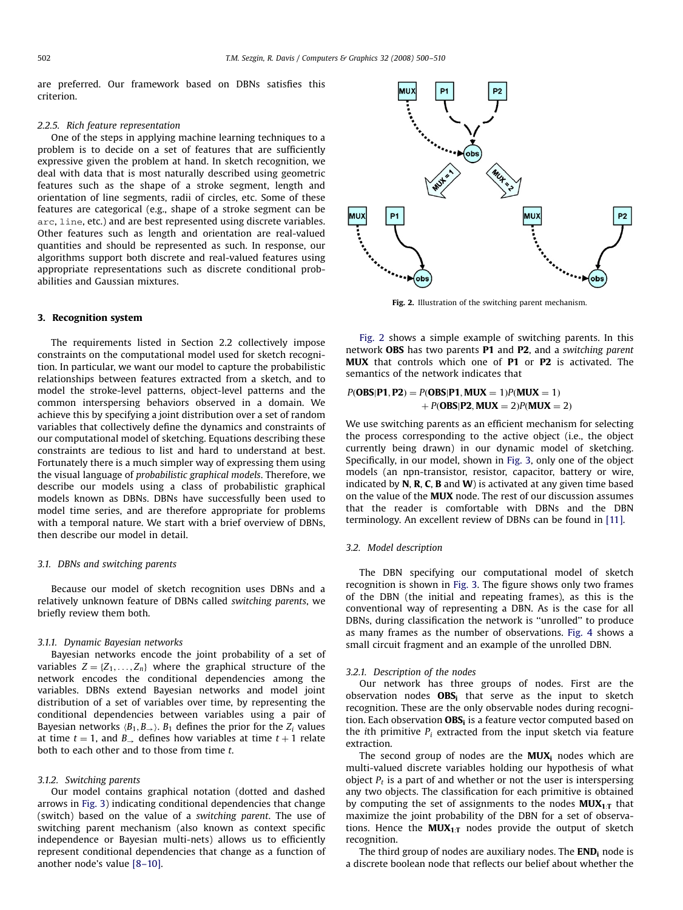are preferred. Our framework based on DBNs satisfies this criterion.

*2.2.5. Rich feature representation*

One of the steps in applying machine learning techniques to a problem is to decide on a set of features that are sufficiently expressive given the problem at hand. In sketch recognition, we deal with data that is most naturally described using geometric features such as the shape of a stroke segment, length and orientation of line segments, radii of circles, etc. Some of these features are categorical (e.g., shape of a stroke segment can be `arc`, `line`, etc.) and are best represented using discrete variables. Other features such as length and orientation are real-valued quantities and should be represented as such. In response, our algorithms support both discrete and real-valued features using appropriate representations such as discrete conditional probabilities and Gaussian mixtures.

## 3. Recognition system

The requirements listed in Section 2.2 collectively impose constraints on the computational model used for sketch recognition. In particular, we want our model to capture the probabilistic relationships between features extracted from a sketch, and to model the stroke-level patterns, object-level patterns and the common interspersing behaviors observed in a domain. We achieve this by specifying a joint distribution over a set of random variables that collectively define the dynamics and constraints of our computational model of sketching. Equations describing these constraints are tedious to list and hard to understand at best. Fortunately there is a much simpler way of expressing them using the visual language of *probabilistic graphical models*. Therefore, we describe our models using a class of probabilistic graphical models known as DBNs. DBNs have successfully been used to model time series, and are therefore appropriate for problems with a temporal nature. We start with a brief overview of DBNs, then describe our model in detail.

### 3.1. DBNs and switching parents

Because our model of sketch recognition uses DBNs and a relatively unknown feature of DBNs called *switching parents*, we briefly review them both.

*3.1.1. Dynamic Bayesian networks*

Bayesian networks encode the joint probability of a set of variables $Z = \{Z_1, \ldots, Z_n\}$ where the graphical structure of the network encodes the conditional dependencies among the variables. DBNs extend Bayesian networks and model joint distribution of a set of variables over time, by representing the conditional dependences between variables using a pair of Bayesian networks $\langle B_1, B_{\rightarrow} \rangle$. $B_1$ defines the prior for the $Z_i$ values at time $t = 1$, and $B_{\rightarrow}$ defines how variables at time $t + 1$ relate both to each other and to those from time $t$.

*3.1.2. Switching parents*

Our model contains graphical notation (dotted and dashed arrows in Fig. 3) indicating conditional dependencies that change (switch) based on the value of a *switching parent*. The use of switching parent mechanism (also known as context specific independence or Bayesian multi-nets) allows us to efficiently represent conditional dependencies that change as a function of another node's value [8–10].

MUX
P1
P2
obs
MUX = 1
MUX = 2
MUX
P1
obs
MUX
P2
obs

Fig. 2. Illustration of the switching parent mechanism.

Fig. 2 shows a simple example of switching parents. In this network **OBS** has two parents **P1** and **P2**, and a *switching parent* **MUX** that controls which one of **P1** or **P2** is activated. The semantics of the network indicates that

$$P(\mathbf{OBS}|\mathbf{P1}, \mathbf{P2}) = P(\mathbf{OBS}|\mathbf{P1}, \mathbf{MUX} = 1)P(\mathbf{MUX} = 1) + P(\mathbf{OBS}|\mathbf{P2}, \mathbf{MUX} = 2)P(\mathbf{MUX} = 2)$$

We use switching parents as an efficient mechanism for selecting the process corresponding to the active object (i.e., the object currently being drawn) in our dynamic model of sketching. Specifically, in our model, shown in Fig. 3, only one of the object models (an npn-transistor, resistor, capacitor, battery or wire, indicated by **N**, **R**, **C**, **B** and **W**) is activated at any given time based on the value of the **MUX** node. The rest of our discussion assumes that the reader is comfortable with DBNs and the DBN terminology. An excellent review of DBNs can be found in [11].

### 3.2. Model description

The DBN specifying our computational model of sketch recognition is shown in Fig. 3. The figure shows only two frames of the DBN (the initial and repeating frames), as this is the conventional way of representing a DBN. As is the case for all DBNs, during classification the network is "unrolled" to produce as many frames as the number of observations. Fig. 4 shows a small circuit fragment and an example of the unrolled DBN.

*3.2.1. Description of the nodes*

Our network has three groups of nodes. First are the observation nodes $\mathbf{OBS_i}$ that serve as the input to sketch recognition. These are the only observable nodes during recognition. Each observation $\mathbf{OBS_i}$ is a feature vector computed based on the *i*th primitive $P_i$ extracted from the input sketch via feature extraction.

The second group of nodes are the $\mathbf{MUX_i}$ nodes which are multi-valued discrete variables holding our hypothesis of what object $P_i$ is a part of and whether or not the user is interspersing any two objects. The classification for each primitive is obtained by computing the set of assignments to the nodes $\mathbf{MUX_{1:T}}$ that maximize the joint probability of the DBN for a set of observations. Hence the $\mathbf{MUX_{1:T}}$ nodes provide the output of sketch recognition.

The third group of nodes are auxiliary nodes. The $\mathbf{END_i}$ node is a discrete boolean node that reflects our belief about whether the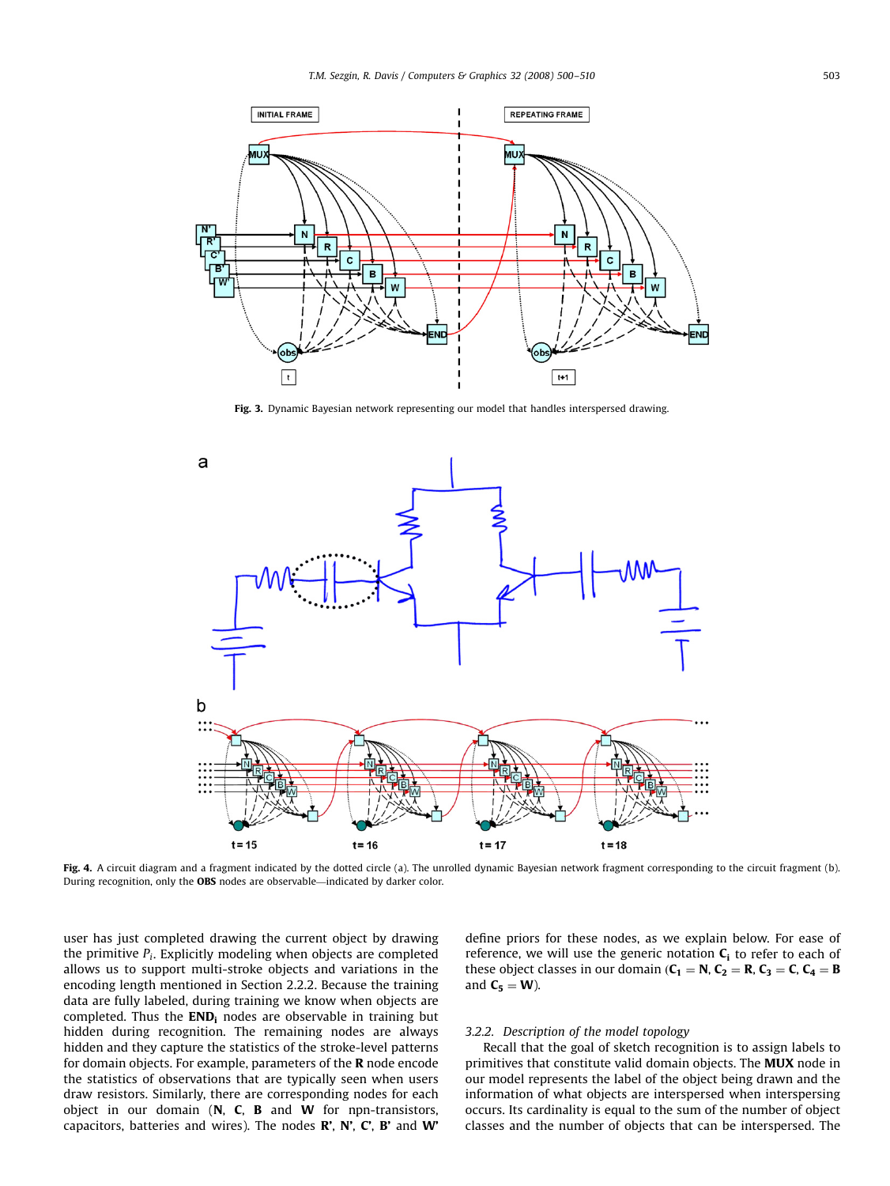Fig. 3. Dynamic Bayesian network representing our model that handles interspersed drawing.

Fig. 4. A circuit diagram and a fragment indicated by the dotted circle (a). The unrolled dynamic Bayesian network fragment corresponding to the circuit fragment (b). During recognition, only the **OBS** nodes are observable—indicated by darker color.

user has just completed drawing the current object by drawing the primitive $P_i$. Explicitly modeling when objects are completed allows us to support multi-stroke objects and variations in the encoding length mentioned in Section 2.2.2. Because the training data are fully labeled, during training we know when objects are completed. Thus the $\mathbf{END_i}$ nodes are observable in training but hidden during recognition. The remaining nodes are always hidden and they capture the statistics of the stroke-level patterns for domain objects. For example, parameters of the **R** node encode the statistics of observations that are typically seen when users draw resistors. Similarly, there are corresponding nodes for each object in our domain (**N**, **C**, **B** and **W** for npn-transistors, capacitors, batteries and wires). The nodes **R'**, **N'**, **C'**, **B'** and **W'** define priors for these nodes, as we explain below. For ease of reference, we will use the generic notation $\mathbf{C_i}$ to refer to each of these object classes in our domain ($\mathbf{C_1} = \mathbf{N}$, $\mathbf{C_2} = \mathbf{R}$, $\mathbf{C_3} = \mathbf{C}$, $\mathbf{C_4} = \mathbf{B}$ and $\mathbf{C_5} = \mathbf{W}$).

### 3.2.2. Description of the model topology

Recall that the goal of sketch recognition is to assign labels to primitives that constitute valid domain objects. The **MUX** node in our model represents the label of the object being drawn and the information of what objects are interspersed when interspersing occurs. Its cardinality is equal to the sum of the number of object classes and the number of objects that can be interspersed. The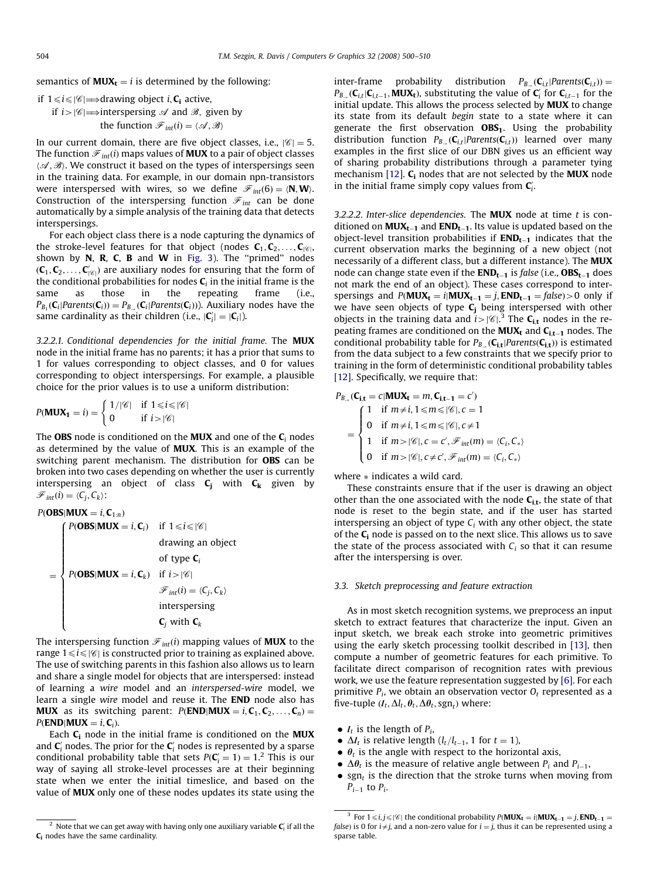semantics of $\mathbf{MUX_t} = i$ is determined by the following:

$$
\begin{aligned}
&\text{if } 1 \leqslant i \leqslant |\mathscr{C}| \Longrightarrow \text{drawing object } i, \mathbf{C_i} \text{ active,}\\
&\quad \text{if } i > |\mathscr{C}| \Longrightarrow \text{interspersing } \mathscr{A} \text{ and } \mathscr{B}, \text{ given by}\\
&\qquad\qquad \text{the function } \mathscr{F}_{int}(i) = \langle \mathscr{A}, \mathscr{B} \rangle
\end{aligned}
$$

In our current domain, there are five object classes, i.e., $|\mathscr{C}| = 5$. The function $\mathscr{F}_{int}(i)$ maps values of **MUX** to a pair of object classes $\langle \mathscr{A}, \mathscr{B} \rangle$. We construct it based on the types of interspersings seen in the training data. For example, in our domain npn-transistors were interspersed with wires, so we define $\mathscr{F}_{int}(6) = \langle \mathbf{N}, \mathbf{W} \rangle$. Construction of the interspersing function $\mathscr{F}_{int}$ can be done automatically by a simple analysis of the training data that detects interspersings.

For each object class there is a node capturing the dynamics of the stroke-level features for that object (nodes $\mathbf{C}_1, \mathbf{C}_2, \ldots, \mathbf{C}_{|\mathscr{C}|}$, shown by **N**, **R**, **C**, **B** and **W** in Fig. 3). The "primed" nodes ($\mathbf{C}_1, \mathbf{C}_2, \ldots, \mathbf{C}'_{|\mathscr{C}|}$) are auxiliary nodes for ensuring that the form of the conditional probabilities for nodes $\mathbf{C}_i$ in the initial frame is the same as those in the repeating frame (i.e., $P_{B_1}(\mathbf{C}_i|Parents(\mathbf{C}_i)) = P_{B_\rightarrow}(\mathbf{C}_i|Parents(\mathbf{C}_i))$). Auxiliary nodes have the same cardinality as their children (i.e., $|\mathbf{C}'_i| = |\mathbf{C}_i|$).

*3.2.2.1. Conditional dependencies for the initial frame.* The **MUX** node in the initial frame has no parents; it has a prior that sums to 1 for values corresponding to object classes, and 0 for values corresponding to object interspersings. For example, a plausible choice for the prior values is to use a uniform distribution:

$$
P(\mathbf{MUX_1} = i) = \begin{cases} 1/|\mathscr{C}| & \text{if } 1 \leqslant i \leqslant |\mathscr{C}| \\ 0 & \text{if } i > |\mathscr{C}| \end{cases}
$$

The **OBS** node is conditioned on the **MUX** and one of the $\mathbf{C}_i$ nodes as determined by the value of **MUX**. This is an example of the switching parent mechanism. The distribution for **OBS** can be broken into two cases depending on whether the user is currently interspersing an object of class $\mathbf{C_j}$ with $\mathbf{C_k}$ given by $\mathscr{F}_{int}(i) = \langle C_j, C_k \rangle$:

$$
P(\mathbf{OBS}|\mathbf{MUX} = i, \mathbf{C}_{1:n}) = \begin{cases} P(\mathbf{OBS}|\mathbf{MUX} = i, \mathbf{C}_i) & \text{if } 1 \leqslant i \leqslant |\mathscr{C}| \text{ drawing an object of type } \mathbf{C}_i \\ P(\mathbf{OBS}|\mathbf{MUX} = i, \mathbf{C}_k) & \text{if } i > |\mathscr{C}|,\ \mathscr{F}_{int}(i) = \langle C_j, C_k \rangle \text{ interspersing } \mathbf{C}_j \text{ with } \mathbf{C}_k \end{cases}
$$

The interspersing function $\mathscr{F}_{int}(i)$ mapping values of **MUX** to the range $1 \leqslant i \leqslant |\mathscr{C}|$ is constructed prior to training as explained above. The use of switching parents in this fashion also allows us to learn and share a single model for objects that are interspersed: instead of learning a *wire* model and an *interspersed-wire* model, we learn a single *wire* model and reuse it. The **END** node also has **MUX** as its switching parent: $P(\mathbf{END}|\mathbf{MUX} = i, \mathbf{C}_1, \mathbf{C}_2, \ldots, \mathbf{C}_n) = P(\mathbf{END}|\mathbf{MUX} = i, \mathbf{C}_i)$.

Each $\mathbf{C_i}$ node in the initial frame is conditioned on the **MUX** and $\mathbf{C}'_i$ nodes. The prior for the $\mathbf{C}'_i$ nodes is represented by a sparse conditional probability table that sets $P(\mathbf{C}'_i = 1) = 1$.[2] This is our way of saying all stroke-level processes are at their beginning state when we enter the initial timeslice, and based on the value of **MUX** only one of these nodes updates its state using the inter-frame probability distribution $P_{B_\rightarrow}(\mathbf{C}_{i,t}|Parents(\mathbf{C}_{i,t})) = P_{B_\rightarrow}(\mathbf{C}_{i,t}|\mathbf{C}_{i,t-1}, \mathbf{MUX_t})$, substituting the value of $\mathbf{C}'_i$ for $\mathbf{C}_{i,t-1}$ for the initial update. This allows the process selected by **MUX** to change its state from its default *begin* state to a state where it can generate the first observation $\mathbf{OBS_1}$. Using the probability distribution function $P_{B_\rightarrow}(\mathbf{C}_{i,t}|Parents(\mathbf{C}_{i,t}))$ learned over many examples in the first slice of our DBN gives us an efficient way of sharing probability distributions through a parameter tying mechanism [12]. $\mathbf{C_i}$ nodes that are not selected by the **MUX** node in the initial frame simply copy values from $\mathbf{C}'_i$.

*3.2.2.2. Inter-slice dependencies.* The **MUX** node at time $t$ is conditioned on $\mathbf{MUX_{t-1}}$ and $\mathbf{END_{t-1}}$. Its value is updated based on the object-level transition probabilities if $\mathbf{END_{t-1}}$ indicates that the current observation marks the beginning of a new object (not necessarily of a different class, but a different instance). The **MUX** node can change state even if the $\mathbf{END_{t-1}}$ is *false* (i.e., $\mathbf{OBS_{t-1}}$ does not mark the end of an object). These cases correspond to interspersings and $P(\mathbf{MUX_t} = i|\mathbf{MUX_{t-1}} = j, \mathbf{END_{t-1}} = \mathit{false}) > 0$ only if we have seen objects of type $\mathbf{C_j}$ being interspersed with other objects in the training data and $i > |\mathscr{C}|$.[3] The $\mathbf{C_{i,t}}$ nodes in the repeating frames are conditioned on the $\mathbf{MUX_t}$ and $\mathbf{C_{i,t-1}}$ nodes. The conditional probability table for $P_{B_\rightarrow}(\mathbf{C_{i,t}}|Parents(\mathbf{C_{i,t}}))$ is estimated from the data subject to a few constraints that we specify prior to training in the form of deterministic conditional probability tables [12]. Specifically, we require that:

$$
P_{B_\rightarrow}(\mathbf{C_{i,t}} = c|\mathbf{MUX_t} = m, \mathbf{C_{i,t-1}} = c') = \begin{cases} 1 & \text{if } m \neq i, 1 \leqslant m \leqslant |\mathscr{C}|, c = 1 \\ 0 & \text{if } m \neq i, 1 \leqslant m \leqslant |\mathscr{C}|, c \neq 1 \\ 1 & \text{if } m > |\mathscr{C}|, c = c', \mathscr{F}_{int}(m) = \langle C_i, C_* \rangle \\ 0 & \text{if } m > |\mathscr{C}|, c \neq c', \mathscr{F}_{int}(m) = \langle C_i, C_* \rangle \end{cases}
$$

where $*$ indicates a wild card.

These constraints ensure that if the user is drawing an object other than the one associated with the node $\mathbf{C_{i,t}}$, the state of that node is reset to the begin state, and if the user has started interspersing an object of type $C_i$ with any other object, the state of the $\mathbf{C_i}$ node is passed on to the next slice. This allows us to save the state of the process associated with $C_i$ so that it can resume after the interspersing is over.

### 3.3. Sketch preprocessing and feature extraction

As in most sketch recognition systems, we preprocess an input sketch to extract features that characterize the input. Given an input sketch, we break each stroke into geometric primitives using the early sketch processing toolkit described in [13], then compute a number of geometric features for each primitive. To facilitate direct comparison of recognition rates with previous work, we use the feature representation suggested by [6]. For each primitive $P_i$, we obtain an observation vector $O_t$ represented as a five-tuple $(l_t, \Delta l_t, \theta_t, \Delta\theta_t, \mathrm{sgn}_t)$ where:

- $l_t$ is the length of $P_i$,
- $\Delta l_t$ is relative length ($l_t/l_{t-1}$, 1 for $t = 1$),
- $\theta_t$ is the angle with respect to the horizontal axis,
- $\Delta\theta_t$ is the measure of relative angle between $P_i$ and $P_{i-1}$,
- $\mathrm{sgn}_t$ is the direction that the stroke turns when moving from $P_{i-1}$ to $P_i$.

---

[2] Note that we can get away with having only one auxiliary variable $\mathbf{C}'_i$ if all the $\mathbf{C_i}$ nodes have the same cardinality.

[3] For $1 \leqslant i, j \leqslant |\mathscr{C}|$ the conditional probability $P(\mathbf{MUX_t} = i|\mathbf{MUX_{t-1}} = j, \mathbf{END_{t-1}} = \mathit{false})$ is 0 for $i \neq j$, and a non-zero value for $i = j$, thus it can be represented using a sparse table.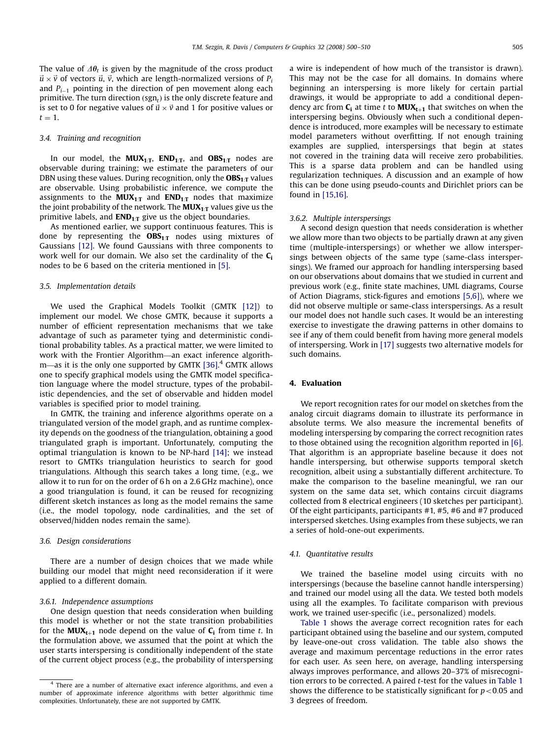The value of $\Delta\theta_t$ is given by the magnitude of the cross product $\vec{u} \times \vec{v}$ of vectors $\vec{u}$, $\vec{v}$, which are length-normalized versions of $P_i$ and $P_{i-1}$ pointing in the direction of pen movement along each primitive. The turn direction ($\mathrm{sgn}_t$) is the only discrete feature and is set to 0 for negative values of $\vec{u} \times \vec{v}$ and 1 for positive values or $t = 1$.

### 3.4. Training and recognition

In our model, the $\mathbf{MUX_{1:T}}$, $\mathbf{END_{1:T}}$, and $\mathbf{OBS_{1:T}}$ nodes are observable during training; we estimate the parameters of our DBN using these values. During recognition, only the $\mathbf{OBS_{1:T}}$ values are observable. Using probabilistic inference, we compute the assignments to the $\mathbf{MUX_{1:T}}$ and $\mathbf{END_{1:T}}$ nodes that maximize the joint probability of the network. The $\mathbf{MUX_{1:T}}$ values give us the primitive labels, and $\mathbf{END_{1:T}}$ give us the object boundaries.

As mentioned earlier, we support continuous features. This is done by representing the $\mathbf{OBS_{1:T}}$ nodes using mixtures of Gaussians [12]. We found Gaussians with three components to work well for our domain. We also set the cardinality of the $\mathbf{C_i}$ nodes to be 6 based on the criteria mentioned in [5].

### 3.5. Implementation details

We used the Graphical Models Toolkit (GMTK [12]) to implement our model. We chose GMTK, because it supports a number of efficient representation mechanisms that we take advantage of such as parameter tying and deterministic conditional probability tables. As a practical matter, we were limited to work with the Frontier Algorithm—an exact inference algorithm—as it is the only one supported by GMTK [36].[4] GMTK allows one to specify graphical models using the GMTK model specification language where the model structure, types of the probabilistic dependencies, and the set of observable and hidden model variables is specified prior to model training.

In GMTK, the training and inference algorithms operate on a triangulated version of the model graph, and as runtime complexity depends on the goodness of the triangulation, obtaining a good triangulated graph is important. Unfortunately, computing the optimal triangulation is known to be NP-hard [14]; we instead resort to GMTKs triangulation heuristics to search for good triangulations. Although this search takes a long time, (e.g., we allow it to run for on the order of 6 h on a 2.6 GHz machine), once a good triangulation is found, it can be reused for recognizing different sketch instances as long as the model remains the same (i.e., the model topology, node cardinalities, and the set of observed/hidden nodes remain the same).

### 3.6. Design considerations

There are a number of design choices that we made while building our model that might need reconsideration if it were applied to a different domain.

#### 3.6.1. Independence assumptions

One design question that needs consideration when building this model is whether or not the state transition probabilities for the $\mathbf{MUX_{t+1}}$ node depend on the value of $\mathbf{C_i}$ from time $t$. In the formulation above, we assumed that the point at which the user starts interspersing is conditionally independent of the state of the current object process (e.g., the probability of interspersing a wire is independent of how much of the transistor is drawn). This may not be the case for all domains. In domains where beginning an interspersing is more likely for certain partial drawings, it would be appropriate to add a conditional dependency arc from $\mathbf{C_i}$ at time $t$ to $\mathbf{MUX_{t+1}}$ that switches on when the interspersing begins. Obviously when such a conditional dependence is introduced, more examples will be necessary to estimate model parameters without overfitting. If not enough training examples are supplied, interspersings that begin at states not covered in the training data will receive zero probabilities. This is a sparse data problem and can be handled using regularization techniques. A discussion and an example of how this can be done using pseudo-counts and Dirichlet priors can be found in [15,16].

#### 3.6.2. Multiple interspersings

A second design question that needs consideration is whether we allow more than two objects to be partially drawn at any given time (multiple-interspersings) or whether we allow interspersings between objects of the same type (same-class interspersings). We framed our approach for handling interspersing based on our observations about domains that we studied in current and previous work (e.g., finite state machines, UML diagrams, Course of Action Diagrams, stick-figures and emotions [5,6]), where we did not observe multiple or same-class interspersings. As a result our model does not handle such cases. It would be an interesting exercise to investigate the drawing patterns in other domains to see if any of them could benefit from having more general models of interspersing. Work in [17] suggests two alternative models for such domains.

## 4. Evaluation

We report recognition rates for our model on sketches from the analog circuit diagrams domain to illustrate its performance in absolute terms. We also measure the incremental benefits of modeling interspersing by comparing the correct recognition rates to those obtained using the recognition algorithm reported in [6]. That algorithm is an appropriate baseline because it does not handle interspersing, but otherwise supports temporal sketch recognition, albeit using a substantially different architecture. To make the comparison to the baseline meaningful, we ran our system on the same data set, which contains circuit diagrams collected from 8 electrical engineers (10 sketches per participant). Of the eight participants, participants #1, #5, #6 and #7 produced interspersed sketches. Using examples from these subjects, we ran a series of hold-one-out experiments.

### 4.1. Quantitative results

We trained the baseline model using circuits with no interspersings (because the baseline cannot handle interspersing) and trained our model using all the data. We tested both models using all the examples. To facilitate comparison with previous work, we trained user-specific (i.e., personalized) models.

Table 1 shows the average correct recognition rates for each participant obtained using the baseline and our system, computed by leave-one-out cross validation. The table also shows the average and maximum percentage reductions in the error rates for each user. As seen here, on average, handling interspersing always improves performance, and allows 20–37% of misrecognition errors to be corrected. A paired $t$-test for the values in Table 1 shows the difference to be statistically significant for $p < 0.05$ and 3 degrees of freedom.

[4] There are a number of alternative exact inference algorithms, and even a number of approximate inference algorithms with better algorithmic time complexities. Unfortunately, these are not supported by GMTK.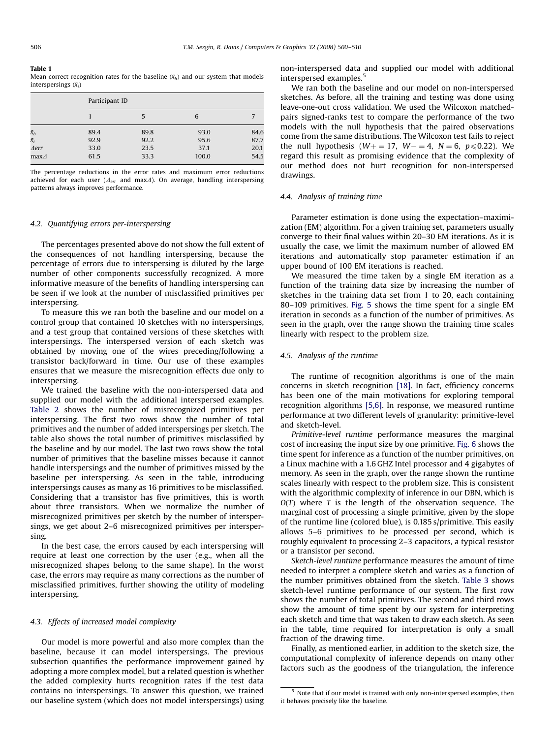**Table 1**
Mean correct recognition rates for the baseline ($\bar{x}_b$) and our system that models interspersings ($\bar{x}_i$)

| | Participant ID | | | |
|---|---|---|---|---|
| | 1 | 5 | 6 | 7 |
| $\bar{x}_b$ | 89.4 | 89.8 | 93.0 | 84.6 |
| $\bar{x}_i$ | 92.9 | 92.2 | 95.6 | 87.7 |
| $\Delta err$ | 33.0 | 23.5 | 37.1 | 20.1 |
| $\max\Delta$ | 61.5 | 33.3 | 100.0 | 54.5 |

The percentage reductions in the error rates and maximum error reductions achieved for each user ($\Delta_{err}$ and $\max\Delta$). On average, handling interspersing patterns always improves performance.

### 4.2. Quantifying errors per-interspersing

The percentages presented above do not show the full extent of the consequences of not handling interspersing, because the percentage of errors due to interspersing is diluted by the large number of other components successfully recognized. A more informative measure of the benefits of handling interspersing can be seen if we look at the number of misclassified primitives per interspersing.

To measure this we ran both the baseline and our model on a control group that contained 10 sketches with no interspersings, and a test group that contained versions of these sketches with interspersings. The interspersed version of each sketch was obtained by moving one of the wires preceding/following a transistor back/forward in time. Our use of these examples ensures that we measure the misrecognition effects due only to interspersing.

We trained the baseline with the non-interspersed data and supplied our model with the additional interspersed examples. Table 2 shows the number of misrecognized primitives per interspersing. The first two rows show the number of total primitives and the number of added interspersings per sketch. The table also shows the total number of primitives misclassified by the baseline and by our model. The last two rows show the total number of primitives that the baseline misses because it cannot handle interspersings and the number of primitives missed by the baseline per interspersing. As seen in the table, introducing interspersings causes as many 16 primitives to be misclassified. Considering that a transistor has five primitives, this is worth about three transistors. When we normalize the number of misrecognized primitives per sketch by the number of interspersings, we get about 2–6 misrecognized primitives per interspersing.

In the best case, the errors caused by each interspersing will require at least one correction by the user (e.g., when all the misrecognized shapes belong to the same shape). In the worst case, the errors may require as many corrections as the number of misclassified primitives, further showing the utility of modeling interspersing.

### 4.3. Effects of increased model complexity

Our model is more powerful and also more complex than the baseline, because it can model interspersings. The previous subsection quantifies the performance improvement gained by adopting a more complex model, but a related question is whether the added complexity hurts recognition rates if the test data contains no interspersings. To answer this question, we trained our baseline system (which does not model interspersings) using non-interspersed data and supplied our model with additional interspersed examples.[5]

We ran both the baseline and our model on non-interspersed sketches. As before, all the training and testing was done using leave-one-out cross validation. We used the Wilcoxon matched-pairs signed-ranks test to compare the performance of the two models with the null hypothesis that the paired observations come from the same distributions. The Wilcoxon test fails to reject the null hypothesis ($W+ = 17$, $W- = 4$, $N = 6$, $p \leqslant 0.22$). We regard this result as promising evidence that the complexity of our method does not hurt recognition for non-interspersed drawings.

### 4.4. Analysis of training time

Parameter estimation is done using the expectation–maximization (EM) algorithm. For a given training set, parameters usually converge to their final values within 20–30 EM iterations. As it is usually the case, we limit the maximum number of allowed EM iterations and automatically stop parameter estimation if an upper bound of 100 EM iterations is reached.

We measured the time taken by a single EM iteration as a function of the training data size by increasing the number of sketches in the training data set from 1 to 20, each containing 80–109 primitives. Fig. 5 shows the time spent for a single EM iteration in seconds as a function of the number of primitives. As seen in the graph, over the range shown the training time scales linearly with respect to the problem size.

### 4.5. Analysis of the runtime

The runtime of recognition algorithms is one of the main concerns in sketch recognition [18]. In fact, efficiency concerns has been one of the main motivations for exploring temporal recognition algorithms [5,6]. In response, we measured runtime performance at two different levels of granularity: primitive-level and sketch-level.

*Primitive-level runtime* performance measures the marginal cost of increasing the input size by one primitive. Fig. 6 shows the time spent for inference as a function of the number primitives, on a Linux machine with a 1.6 GHZ Intel processor and 4 gigabytes of memory. As seen in the graph, over the range shown the runtime scales linearly with respect to the problem size. This is consistent with the algorithmic complexity of inference in our DBN, which is $O(T)$ where $T$ is the length of the observation sequence. The marginal cost of processing a single primitive, given by the slope of the runtime line (colored blue), is 0.185 s/primitive. This easily allows 5–6 primitives to be processed per second, which is roughly equivalent to processing 2–3 capacitors, a typical resistor or a transistor per second.

*Sketch-level runtime* performance measures the amount of time needed to interpret a complete sketch and varies as a function of the number primitives obtained from the sketch. Table 3 shows sketch-level runtime performance of our system. The first row shows the number of total primitives. The second and third rows show the amount of time spent by our system for interpreting each sketch and time that was taken to draw each sketch. As seen in the table, time required for interpretation is only a small fraction of the drawing time.

Finally, as mentioned earlier, in addition to the sketch size, the computational complexity of inference depends on many other factors such as the goodness of the triangulation, the inference

[5] Note that if our model is trained with only non-interspersed examples, then it behaves precisely like the baseline.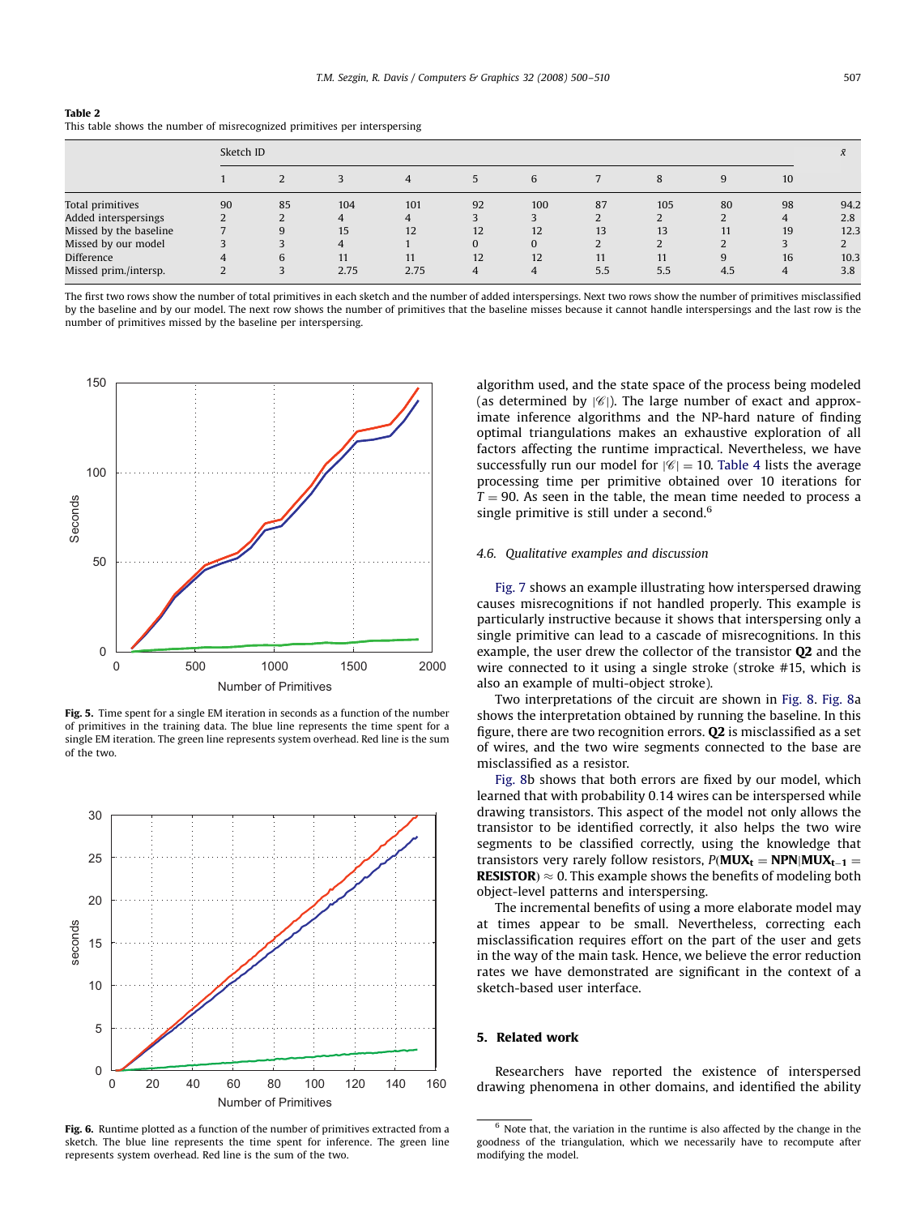**Table 2**
This table shows the number of misrecognized primitives per interspersing

| | Sketch ID | | | | | | | | | | $\bar{x}$ |
|---|---|---|---|---|---|---|---|---|---|---|---|
| | 1 | 2 | 3 | 4 | 5 | 6 | 7 | 8 | 9 | 10 | |
| Total primitives | 90 | 85 | 104 | 101 | 92 | 100 | 87 | 105 | 80 | 98 | 94.2 |
| Added interspersings | 2 | 2 | 4 | 4 | 3 | 3 | 2 | 2 | 2 | 4 | 2.8 |
| Missed by the baseline | 7 | 9 | 15 | 12 | 12 | 12 | 13 | 13 | 11 | 19 | 12.3 |
| Missed by our model | 3 | 3 | 4 | 1 | 0 | 0 | 2 | 2 | 2 | 3 | 2 |
| Difference | 4 | 6 | 11 | 11 | 12 | 12 | 11 | 11 | 9 | 16 | 10.3 |
| Missed prim./intersp. | 2 | 3 | 2.75 | 2.75 | 4 | 4 | 5.5 | 5.5 | 4.5 | 4 | 3.8 |

The first two rows show the number of total primitives in each sketch and the number of added interspersings. Next two rows show the number of primitives misclassified by the baseline and by our model. The next row shows the number of primitives that the baseline misses because it cannot handle interspersings and the last row is the number of primitives missed by the baseline per interspersing.

**Fig. 5.** Time spent for a single EM iteration in seconds as a function of the number of primitives in the training data. The blue line represents the time spent for a single EM iteration. The green line represents system overhead. Red line is the sum of the two.

**Fig. 6.** Runtime plotted as a function of the number of primitives extracted from a sketch. The blue line represents the time spent for inference. The green line represents system overhead. Red line is the sum of the two.

algorithm used, and the state space of the process being modeled (as determined by $|\mathscr{C}|$). The large number of exact and approximate inference algorithms and the NP-hard nature of finding optimal triangulations makes an exhaustive exploration of all factors affecting the runtime impractical. Nevertheless, we have successfully run our model for $|\mathscr{C}| = 10$. Table 4 lists the average processing time per primitive obtained over 10 iterations for $T = 90$. As seen in the table, the mean time needed to process a single primitive is still under a second.[6]

### 4.6. Qualitative examples and discussion

Fig. 7 shows an example illustrating how interspersed drawing causes misrecognitions if not handled properly. This example is particularly instructive because it shows that interspersing only a single primitive can lead to a cascade of misrecognitions. In this example, the user drew the collector of the transistor **Q2** and the wire connected to it using a single stroke (stroke #15, which is also an example of multi-object stroke).

Two interpretations of the circuit are shown in Fig. 8. Fig. 8a shows the interpretation obtained by running the baseline. In this figure, there are two recognition errors. **Q2** is misclassified as a set of wires, and the two wire segments connected to the base are misclassified as a resistor.

Fig. 8b shows that both errors are fixed by our model, which learned that with probability 0.14 wires can be interspersed while drawing transistors. This aspect of the model not only allows the transistor to be identified correctly, it also helps the two wire segments to be classified correctly, using the knowledge that transistors very rarely follow resistors, $P(\mathbf{MUX_t} = \mathbf{NPN}|\mathbf{MUX_{t-1}} = \mathbf{RESISTOR}) \approx 0$. This example shows the benefits of modeling both object-level patterns and interspersing.

The incremental benefits of using a more elaborate model may at times appear to be small. Nevertheless, correcting each misclassification requires effort on the part of the user and gets in the way of the main task. Hence, we believe the error reduction rates we have demonstrated are significant in the context of a sketch-based user interface.

## 5. Related work

Researchers have reported the existence of interspersed drawing phenomena in other domains, and identified the ability

[6] Note that, the variation in the runtime is also affected by the change in the goodness of the triangulation, which we necessarily have to recompute after modifying the model.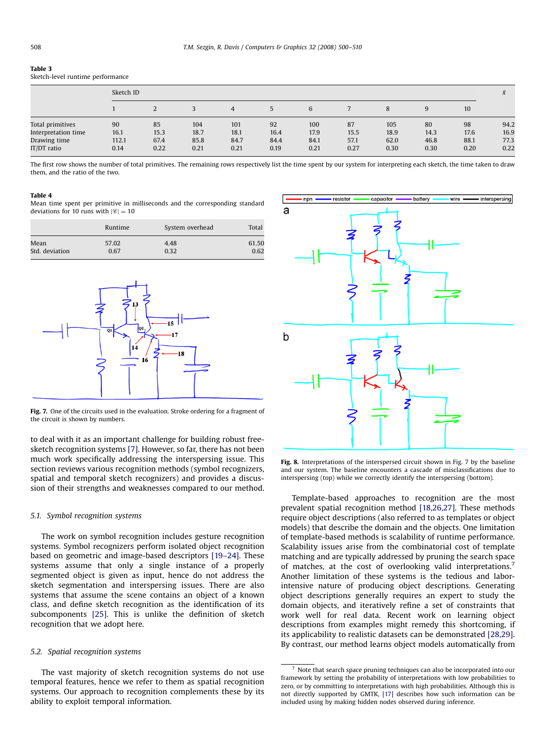**Table 3**
Sketch-level runtime performance

| | Sketch ID | | | | | | | | | | $\bar{x}$ |
|---|---|---|---|---|---|---|---|---|---|---|---|
| | 1 | 2 | 3 | 4 | 5 | 6 | 7 | 8 | 9 | 10 | |
| Total primitives | 90 | 85 | 104 | 101 | 92 | 100 | 87 | 105 | 80 | 98 | 94.2 |
| Interpretation time | 16.1 | 15.3 | 18.7 | 18.1 | 16.4 | 17.9 | 15.5 | 18.9 | 14.3 | 17.6 | 16.9 |
| Drawing time | 112.1 | 67.4 | 85.8 | 84.7 | 84.4 | 84.1 | 57.1 | 62.0 | 46.8 | 88.1 | 77.3 |
| IT/DT ratio | 0.14 | 0.22 | 0.21 | 0.21 | 0.19 | 0.21 | 0.27 | 0.30 | 0.30 | 0.20 | 0.22 |

The first row shows the number of total primitives. The remaining rows respectively list the time spent by our system for interpreting each sketch, the time taken to draw them, and the ratio of the two.

**Table 4**
Mean time spent per primitive in milliseconds and the corresponding standard deviations for 10 runs with $|\mathscr{C}| = 10$

| | Runtime | System overhead | Total |
|---|---|---|---|
| Mean | 57.02 | 4.48 | 61.50 |
| Std. deviation | 0.67 | 0.32 | 0.62 |

**Fig. 7.** One of the circuits used in the evaluation. Stroke ordering for a fragment of the circuit is shown by numbers.

**Fig. 8.** Interpretations of the interspersed circuit shown in Fig. 7 by the baseline and our system. The baseline encounters a cascade of misclassifications due to interspersing (top) while we correctly identify the interspersing (bottom).

to deal with it as an important challenge for building robust free-sketch recognition systems [7]. However, so far, there has not been much work specifically addressing the interspersing issue. This section reviews various recognition methods (symbol recognizers, spatial and temporal sketch recognizers) and provides a discussion of their strengths and weaknesses compared to our method.

### 5.1. Symbol recognition systems

The work on symbol recognition includes gesture recognition systems. Symbol recognizers perform isolated object recognition based on geometric and image-based descriptors [19–24]. These systems assume that only a single instance of a properly segmented object is given as input, hence do not address the sketch segmentation and interspersing issues. There are also systems that assume the scene contains an object of a known class, and define sketch recognition as the identification of its subcomponents [25]. This is unlike the definition of sketch recognition that we adopt here.

### 5.2. Spatial recognition systems

The vast majority of sketch recognition systems do not use temporal features, hence we refer to them as spatial recognition systems. Our approach to recognition complements these by its ability to exploit temporal information.

Template-based approaches to recognition are the most prevalent spatial recognition method [18,26,27]. These methods require object descriptions (also referred to as templates or object models) that describe the domain and the objects. One limitation of template-based methods is scalability of runtime performance. Scalability issues arise from the combinatorial cost of template matching and are typically addressed by pruning the search space of matches, at the cost of overlooking valid interpretations.[7] Another limitation of these systems is the tedious and labor-intensive nature of producing object descriptions. Generating object descriptions generally requires an expert to study the domain objects, and iteratively refine a set of constraints that work well for real data. Recent work on learning object descriptions from examples might remedy this shortcoming, if its applicability to realistic datasets can be demonstrated [28,29]. By contrast, our method learns object models automatically from

[7] Note that search space pruning techniques can also be incorporated into our framework by setting the probability of interpretations with low probabilities to zero, or by committing to interpretations with high probabilities. Although this is not directly supported by GMTK, [17] describes how such information can be included using by making hidden nodes observed during inference.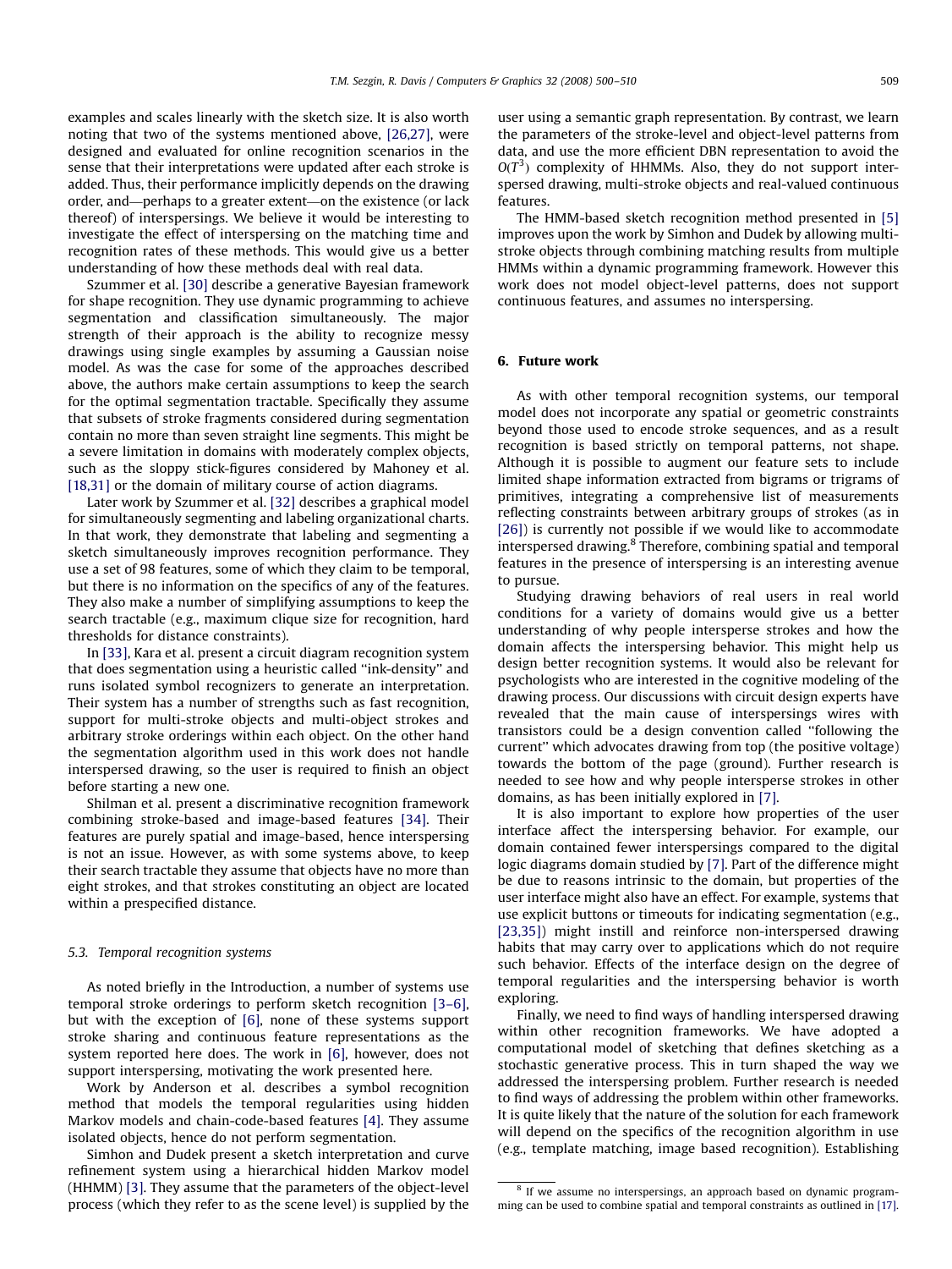examples and scales linearly with the sketch size. It is also worth noting that two of the systems mentioned above, [26,27], were designed and evaluated for online recognition scenarios in the sense that their interpretations were updated after each stroke is added. Thus, their performance implicitly depends on the drawing order, and—perhaps to a greater extent—on the existence (or lack thereof) of interspersings. We believe it would be interesting to investigate the effect of interspersing on the matching time and recognition rates of these methods. This would give us a better understanding of how these methods deal with real data.

Szummer et al. [30] describe a generative Bayesian framework for shape recognition. They use dynamic programming to achieve segmentation and classification simultaneously. The major strength of their approach is the ability to recognize messy drawings using single examples by assuming a Gaussian noise model. As was the case for some of the approaches described above, the authors make certain assumptions to keep the search for the optimal segmentation tractable. Specifically they assume that subsets of stroke fragments considered during segmentation contain no more than seven straight line segments. This might be a severe limitation in domains with moderately complex objects, such as the sloppy stick-figures considered by Mahoney et al. [18,31] or the domain of military course of action diagrams.

Later work by Szummer et al. [32] describes a graphical model for simultaneously segmenting and labeling organizational charts. In that work, they demonstrate that labeling and segmenting a sketch simultaneously improves recognition performance. They use a set of 98 features, some of which they claim to be temporal, but there is no information on the specifics of any of the features. They also make a number of simplifying assumptions to keep the search tractable (e.g., maximum clique size for recognition, hard thresholds for distance constraints).

In [33], Kara et al. present a circuit diagram recognition system that does segmentation using a heuristic called ''ink-density'' and runs isolated symbol recognizers to generate an interpretation. Their system has a number of strengths such as fast recognition, support for multi-stroke objects and multi-object strokes and arbitrary stroke orderings within each object. On the other hand the segmentation algorithm used in this work does not handle interspersed drawing, so the user is required to finish an object before starting a new one.

Shilman et al. present a discriminative recognition framework combining stroke-based and image-based features [34]. Their features are purely spatial and image-based, hence interspersing is not an issue. However, as with some systems above, to keep their search tractable they assume that objects have no more than eight strokes, and that strokes constituting an object are located within a prespecified distance.

### 5.3. Temporal recognition systems

As noted briefly in the Introduction, a number of systems use temporal stroke orderings to perform sketch recognition [3–6], but with the exception of [6], none of these systems support stroke sharing and continuous feature representations as the system reported here does. The work in [6], however, does not support interspersing, motivating the work presented here.

Work by Anderson et al. describes a symbol recognition method that models the temporal regularities using hidden Markov models and chain-code-based features [4]. They assume isolated objects, hence do not perform segmentation.

Simhon and Dudek present a sketch interpretation and curve refinement system using a hierarchical hidden Markov model (HHMM) [3]. They assume that the parameters of the object-level process (which they refer to as the scene level) is supplied by the user using a semantic graph representation. By contrast, we learn the parameters of the stroke-level and object-level patterns from data, and use the more efficient DBN representation to avoid the $O(T^3)$ complexity of HHMMs. Also, they do not support interspersed drawing, multi-stroke objects and real-valued continuous features.

The HMM-based sketch recognition method presented in [5] improves upon the work by Simhon and Dudek by allowing multi-stroke objects through combining matching results from multiple HMMs within a dynamic programming framework. However this work does not model object-level patterns, does not support continuous features, and assumes no interspersing.

## 6. Future work

As with other temporal recognition systems, our temporal model does not incorporate any spatial or geometric constraints beyond those used to encode stroke sequences, and as a result recognition is based strictly on temporal patterns, not shape. Although it is possible to augment our feature sets to include limited shape information extracted from bigrams or trigrams of primitives, integrating a comprehensive list of measurements reflecting constraints between arbitrary groups of strokes (as in [26]) is currently not possible if we would like to accommodate interspersed drawing.[8] Therefore, combining spatial and temporal features in the presence of interspersing is an interesting avenue to pursue.

Studying drawing behaviors of real users in real world conditions for a variety of domains would give us a better understanding of why people intersperse strokes and how the domain affects the interspersing behavior. This might help us design better recognition systems. It would also be relevant for psychologists who are interested in the cognitive modeling of the drawing process. Our discussions with circuit design experts have revealed that the main cause of interspersings wires with transistors could be a design convention called ''following the current'' which advocates drawing from top (the positive voltage) towards the bottom of the page (ground). Further research is needed to see how and why people intersperse strokes in other domains, as has been initially explored in [7].

It is also important to explore how properties of the user interface affect the interspersing behavior. For example, our domain contained fewer interspersings compared to the digital logic diagrams domain studied by [7]. Part of the difference might be due to reasons intrinsic to the domain, but properties of the user interface might also have an effect. For example, systems that use explicit buttons or timeouts for indicating segmentation (e.g., [23,35]) might instill and reinforce non-interspersed drawing habits that may carry over to applications which do not require such behavior. Effects of the interface design on the degree of temporal regularities and the interspersing behavior is worth exploring.

Finally, we need to find ways of handling interspersed drawing within other recognition frameworks. We have adopted a computational model of sketching that defines sketching as a stochastic generative process. This in turn shaped the way we addressed the interspersing problem. Further research is needed to find ways of addressing the problem within other frameworks. It is quite likely that the nature of the solution for each framework will depend on the specifics of the recognition algorithm in use (e.g., template matching, image based recognition). Establishing

[8] If we assume no interspersings, an approach based on dynamic programming can be used to combine spatial and temporal constraints as outlined in [17].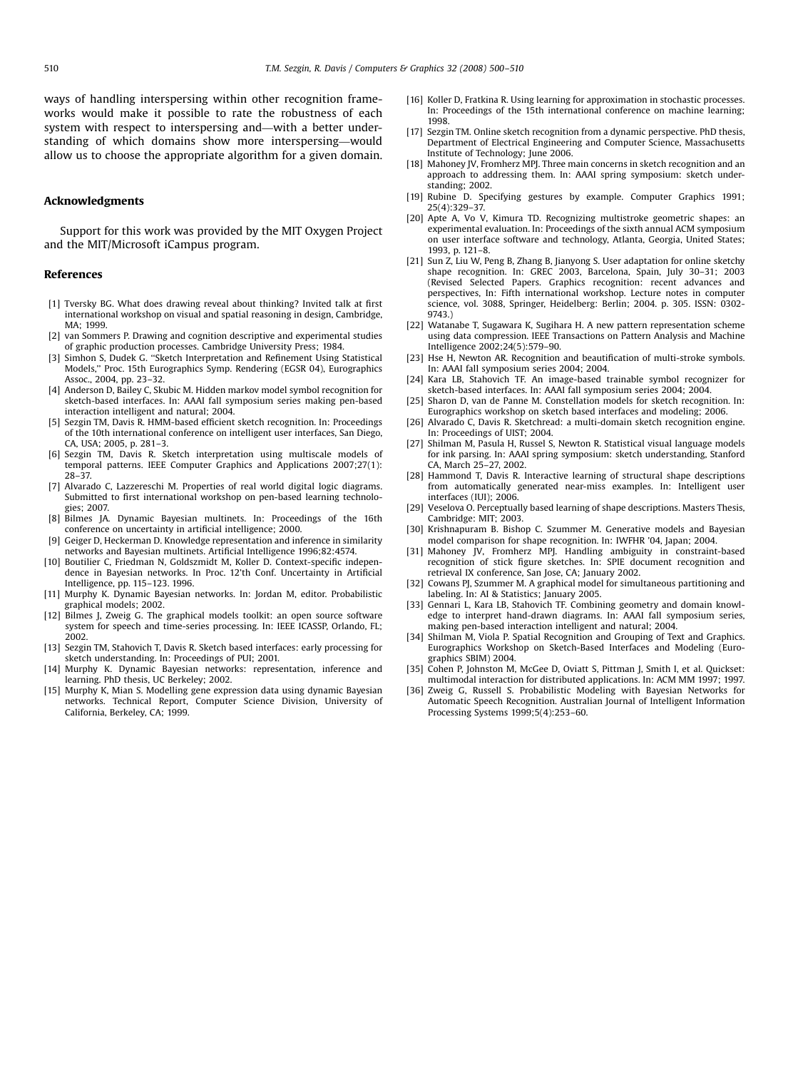ways of handling interspersing within other recognition frameworks would make it possible to rate the robustness of each system with respect to interspersing and—with a better understanding of which domains show more interspersing—would allow us to choose the appropriate algorithm for a given domain.

## Acknowledgments

Support for this work was provided by the MIT Oxygen Project and the MIT/Microsoft iCampus program.

## References

[1] Tversky BG. What does drawing reveal about thinking? Invited talk at first international workshop on visual and spatial reasoning in design, Cambridge, MA; 1999.

[2] van Sommers P. Drawing and cognition descriptive and experimental studies of graphic production processes. Cambridge University Press; 1984.

[3] Simhon S, Dudek G. "Sketch Interpretation and Refinement Using Statistical Models," Proc. 15th Eurographics Symp. Rendering (EGSR 04), Eurographics Assoc., 2004, pp. 23–32.

[4] Anderson D, Bailey C, Skubic M. Hidden markov model symbol recognition for sketch-based interfaces. In: AAAI fall symposium series making pen-based interaction intelligent and natural; 2004.

[5] Sezgin TM, Davis R. HMM-based efficient sketch recognition. In: Proceedings of the 10th international conference on intelligent user interfaces, San Diego, CA, USA; 2005, p. 281–3.

[6] Sezgin TM, Davis R. Sketch interpretation using multiscale models of temporal patterns. IEEE Computer Graphics and Applications 2007;27(1): 28–37.

[7] Alvarado C, Lazzereschi M. Properties of real world digital logic diagrams. Submitted to first international workshop on pen-based learning technologies; 2007.

[8] Bilmes JA. Dynamic Bayesian multinets. In: Proceedings of the 16th conference on uncertainty in artificial intelligence; 2000.

[9] Geiger D, Heckerman D. Knowledge representation and inference in similarity networks and Bayesian multinets. Artificial Intelligence 1996;82:4574.

[10] Boutilier C, Friedman N, Goldszmidt M, Koller D. Context-specific independence in Bayesian networks. In Proc. 12'th Conf. Uncertainty in Artificial Intelligence, pp. 115–123. 1996.

[11] Murphy K. Dynamic Bayesian networks. In: Jordan M, editor. Probabilistic graphical models; 2002.

[12] Bilmes J, Zweig G. The graphical models toolkit: an open source software system for speech and time-series processing. In: IEEE ICASSP, Orlando, FL; 2002.

[13] Sezgin TM, Stahovich T, Davis R. Sketch based interfaces: early processing for sketch understanding. In: Proceedings of PUI; 2001.

[14] Murphy K. Dynamic Bayesian networks: representation, inference and learning. PhD thesis, UC Berkeley; 2002.

[15] Murphy K, Mian S. Modelling gene expression data using dynamic Bayesian networks. Technical Report, Computer Science Division, University of California, Berkeley, CA; 1999.

[16] Koller D, Fratkina R. Using learning for approximation in stochastic processes. In: Proceedings of the 15th international conference on machine learning; 1998.

[17] Sezgin TM. Online sketch recognition from a dynamic perspective. PhD thesis, Department of Electrical Engineering and Computer Science, Massachusetts Institute of Technology; June 2006.

[18] Mahoney JV, Fromherz MPJ. Three main concerns in sketch recognition and an approach to addressing them. In: AAAI spring symposium: sketch understanding; 2002.

[19] Rubine D. Specifying gestures by example. Computer Graphics 1991; 25(4):329–37.

[20] Apte A, Vo V, Kimura TD. Recognizing multistroke geometric shapes: an experimental evaluation. In: Proceedings of the sixth annual ACM symposium on user interface software and technology, Atlanta, Georgia, United States; 1993, p. 121–8.

[21] Sun Z, Liu W, Peng B, Zhang B, Jianyong S. User adaptation for online sketchy shape recognition. In: GREC 2003, Barcelona, Spain, July 30–31; 2003 (Revised Selected Papers. Graphics recognition: recent advances and perspectives, In: Fifth international workshop. Lecture notes in computer science, vol. 3088, Springer, Heidelberg: Berlin; 2004. p. 305. ISSN: 0302-9743.)

[22] Watanabe T, Sugawara K, Sugihara H. A new pattern representation scheme using data compression. IEEE Transactions on Pattern Analysis and Machine Intelligence 2002;24(5):579–90.

[23] Hse H, Newton AR. Recognition and beautification of multi-stroke symbols. In: AAAI fall symposium series 2004; 2004.

[24] Kara LB, Stahovich TF. An image-based trainable symbol recognizer for sketch-based interfaces. In: AAAI fall symposium series 2004; 2004.

[25] Sharon D, van de Panne M. Constellation models for sketch recognition. In: Eurographics workshop on sketch based interfaces and modeling; 2006.

[26] Alvarado C, Davis R. Sketchread: a multi-domain sketch recognition engine. In: Proceedings of UIST; 2004.

[27] Shilman M, Pasula H, Russel S, Newton R. Statistical visual language models for ink parsing. In: AAAI spring symposium: sketch understanding, Stanford CA, March 25–27, 2002.

[28] Hammond T, Davis R. Interactive learning of structural shape descriptions from automatically generated near-miss examples. In: Intelligent user interfaces (IUI); 2006.

[29] Veselova O. Perceptually based learning of shape descriptions. Masters Thesis, Cambridge: MIT; 2003.

[30] Krishnapuram B. Bishop C. Szummer M. Generative models and Bayesian model comparison for shape recognition. In: IWFHR '04, Japan; 2004.

[31] Mahoney JV, Fromherz MPJ. Handling ambiguity in constraint-based recognition of stick figure sketches. In: SPIE document recognition and retrieval IX conference, San Jose, CA; January 2002.

[32] Cowans PJ, Szummer M. A graphical model for simultaneous partitioning and labeling. In: AI & Statistics; January 2005.

[33] Gennari L, Kara LB, Stahovich TF. Combining geometry and domain knowledge to interpret hand-drawn diagrams. In: AAAI fall symposium series, making pen-based interaction intelligent and natural; 2004.

[34] Shilman M, Viola P. Spatial Recognition and Grouping of Text and Graphics. Eurographics Workshop on Sketch-Based Interfaces and Modeling (Eurographics SBIM) 2004.

[35] Cohen P, Johnston M, McGee D, Oviatt S, Pittman J, Smith I, et al. Quickset: multimodal interaction for distributed applications. In: ACM MM 1997; 1997.

[36] Zweig G, Russell S. Probabilistic Modeling with Bayesian Networks for Automatic Speech Recognition. Australian Journal of Intelligent Information Processing Systems 1999;5(4):253–60.